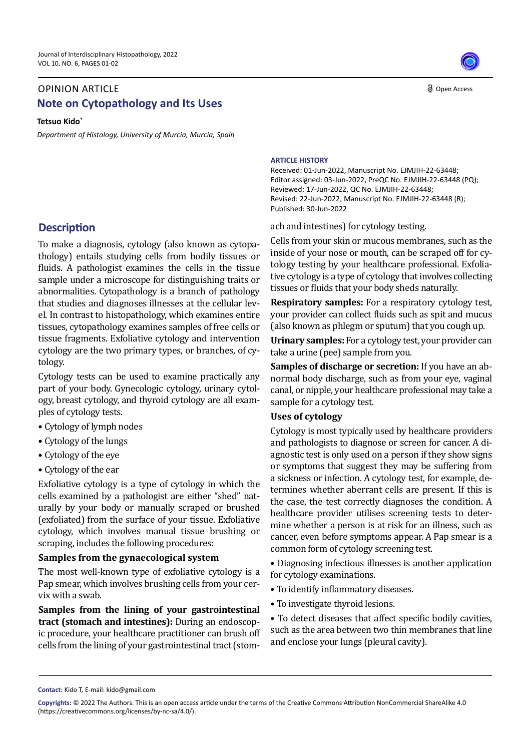OPINION ARTICLE

Open Access

# Note on Cytopathology and Its Uses

**Tetsuo Kido***

*Department of Histology, University of Murcia, Murcia, Spain*

**ARTICLE HISTORY**

Received: 01-Jun-2022, Manuscript No. EJMJIH-22-63448;
Editor assigned: 03-Jun-2022, PreQC No. EJMJIH-22-63448 (PQ);
Reviewed: 17-Jun-2022, QC No. EJMJIH-22-63448;
Revised: 22-Jun-2022, Manuscript No. EJMJIH-22-63448 (R);
Published: 30-Jun-2022

## Description

To make a diagnosis, cytology (also known as cytopathology) entails studying cells from bodily tissues or fluids. A pathologist examines the cells in the tissue sample under a microscope for distinguishing traits or abnormalities. Cytopathology is a branch of pathology that studies and diagnoses illnesses at the cellular level. In contrast to histopathology, which examines entire tissues, cytopathology examines samples of free cells or tissue fragments. Exfoliative cytology and intervention cytology are the two primary types, or branches, of cytology.

Cytology tests can be used to examine practically any part of your body. Gynecologic cytology, urinary cytology, breast cytology, and thyroid cytology are all examples of cytology tests.

- Cytology of lymph nodes
- Cytology of the lungs
- Cytology of the eye
- Cytology of the ear

Exfoliative cytology is a type of cytology in which the cells examined by a pathologist are either "shed" naturally by your body or manually scraped or brushed (exfoliated) from the surface of your tissue. Exfoliative cytology, which involves manual tissue brushing or scraping, includes the following procedures:

### Samples from the gynaecological system

The most well-known type of exfoliative cytology is a Pap smear, which involves brushing cells from your cervix with a swab.

**Samples from the lining of your gastrointestinal tract (stomach and intestines):** During an endoscopic procedure, your healthcare practitioner can brush off cells from the lining of your gastrointestinal tract (stomach and intestines) for cytology testing.

Cells from your skin or mucous membranes, such as the inside of your nose or mouth, can be scraped off for cytology testing by your healthcare professional. Exfoliative cytology is a type of cytology that involves collecting tissues or fluids that your body sheds naturally.

**Respiratory samples:** For a respiratory cytology test, your provider can collect fluids such as spit and mucus (also known as phlegm or sputum) that you cough up.

**Urinary samples:** For a cytology test, your provider can take a urine (pee) sample from you.

**Samples of discharge or secretion:** If you have an abnormal body discharge, such as from your eye, vaginal canal, or nipple, your healthcare professional may take a sample for a cytology test.

### Uses of cytology

Cytology is most typically used by healthcare providers and pathologists to diagnose or screen for cancer. A diagnostic test is only used on a person if they show signs or symptoms that suggest they may be suffering from a sickness or infection. A cytology test, for example, determines whether aberrant cells are present. If this is the case, the test correctly diagnoses the condition. A healthcare provider utilises screening tests to determine whether a person is at risk for an illness, such as cancer, even before symptoms appear. A Pap smear is a common form of cytology screening test.

- Diagnosing infectious illnesses is another application for cytology examinations.
- To identify inflammatory diseases.
- To investigate thyroid lesions.
- To detect diseases that affect specific bodily cavities, such as the area between two thin membranes that line and enclose your lungs (pleural cavity).

**Contact:** Kido T, E-mail: kido@gmail.com

**Copyrights:** © 2022 The Authors. This is an open access article under the terms of the Creative Commons Attribution NonCommercial ShareAlike 4.0 (https://creativecommons.org/licenses/by-nc-sa/4.0/).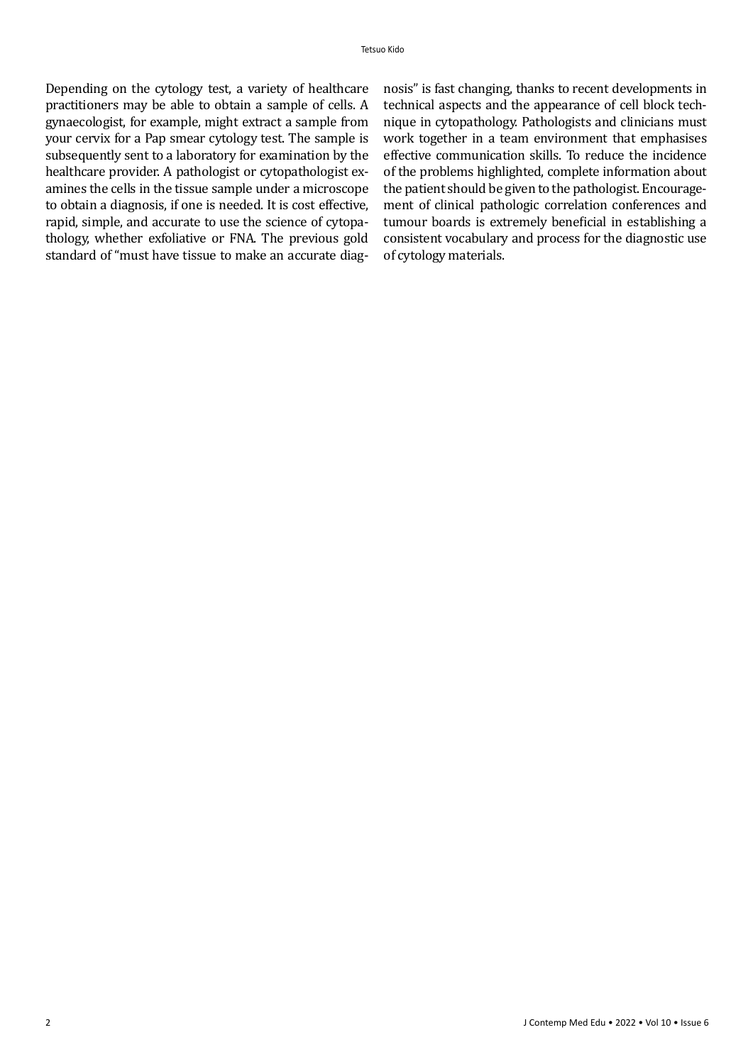Depending on the cytology test, a variety of healthcare practitioners may be able to obtain a sample of cells. A gynaecologist, for example, might extract a sample from your cervix for a Pap smear cytology test. The sample is subsequently sent to a laboratory for examination by the healthcare provider. A pathologist or cytopathologist examines the cells in the tissue sample under a microscope to obtain a diagnosis, if one is needed. It is cost effective, rapid, simple, and accurate to use the science of cytopathology, whether exfoliative or FNA. The previous gold standard of "must have tissue to make an accurate diagnosis" is fast changing, thanks to recent developments in technical aspects and the appearance of cell block technique in cytopathology. Pathologists and clinicians must work together in a team environment that emphasises effective communication skills. To reduce the incidence of the problems highlighted, complete information about the patient should be given to the pathologist. Encouragement of clinical pathologic correlation conferences and tumour boards is extremely beneficial in establishing a consistent vocabulary and process for the diagnostic use of cytology materials.